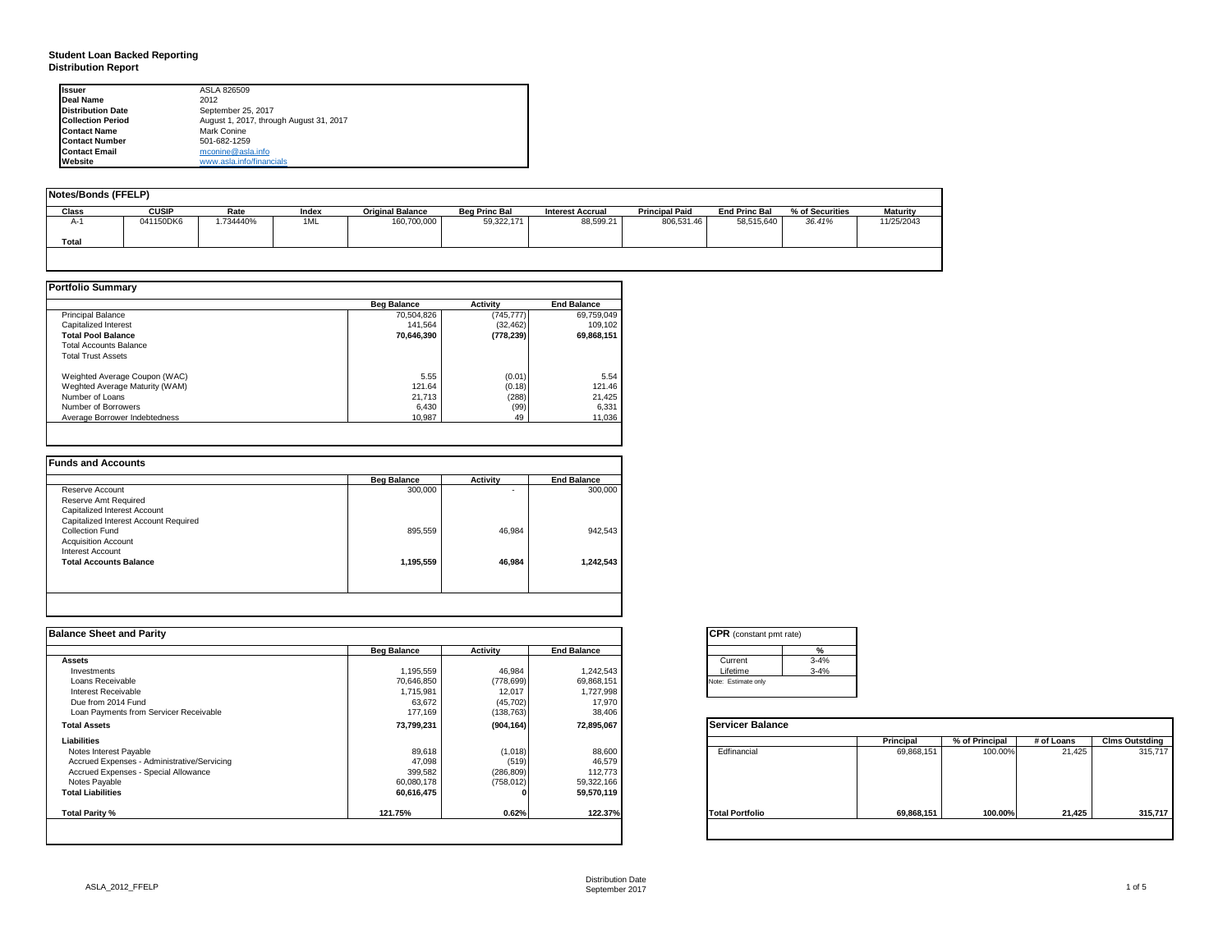# Student Loan Backed Reporting
## Distribution Report

| | |
|---|---|
| **Issuer** | ASLA 826509 |
| **Deal Name** | 2012 |
| **Distribution Date** | September 25, 2017 |
| **Collection Period** | August 1, 2017, through August 31, 2017 |
| **Contact Name** | Mark Conine |
| **Contact Number** | 501-682-1259 |
| **Contact Email** | mconine@asla.info |
| **Website** | www.asla.info/financials |

### Notes/Bonds (FFELP)

| Class | CUSIP | Rate | Index | Original Balance | Beg Princ Bal | Interest Accrual | Principal Paid | End Princ Bal | % of Securities | Maturity |
|---|---|---|---|---|---|---|---|---|---|---|
| A-1 | 041150DK6 | 1.734440% | 1ML | 160,700,000 | 59,322,171 | 88,599.21 | 806,531.46 | 58,515,640 | *36.41%* | 11/25/2043 |
| **Total** | | | | | | | | | | |

### Portfolio Summary

| | Beg Balance | Activity | End Balance |
|---|---|---|---|
| Principal Balance | 70,504,826 | (745,777) | 69,759,049 |
| Capitalized Interest | 141,564 | (32,462) | 109,102 |
| **Total Pool Balance** | **70,646,390** | **(778,239)** | **69,868,151** |
| Total Accounts Balance | | | |
| Total Trust Assets | | | |
| Weighted Average Coupon (WAC) | 5.55 | (0.01) | 5.54 |
| Weghted Average Maturity (WAM) | 121.64 | (0.18) | 121.46 |
| Number of Loans | 21,713 | (288) | 21,425 |
| Number of Borrowers | 6,430 | (99) | 6,331 |
| Average Borrower Indebtedness | 10,987 | 49 | 11,036 |

### Funds and Accounts

| | Beg Balance | Activity | End Balance |
|---|---|---|---|
| Reserve Account | 300,000 | - | 300,000 |
| Reserve Amt Required | | | |
| Capitalized Interest Account | | | |
| Capitalized Interest Account Required | | | |
| Collection Fund | 895,559 | 46,984 | 942,543 |
| Acquisition Account | | | |
| Interest Account | | | |
| **Total Accounts Balance** | **1,195,559** | **46,984** | **1,242,543** |

### Balance Sheet and Parity

| | Beg Balance | Activity | End Balance |
|---|---|---|---|
| **Assets** | | | |
| Investments | 1,195,559 | 46,984 | 1,242,543 |
| Loans Receivable | 70,646,850 | (778,699) | 69,868,151 |
| Interest Receivable | 1,715,981 | 12,017 | 1,727,998 |
| Due from 2014 Fund | 63,672 | (45,702) | 17,970 |
| Loan Payments from Servicer Receivable | 177,169 | (138,763) | 38,406 |
| **Total Assets** | **73,799,231** | **(904,164)** | **72,895,067** |
| **Liabilities** | | | |
| Notes Interest Payable | 89,618 | (1,018) | 88,600 |
| Accrued Expenses - Administrative/Servicing | 47,098 | (519) | 46,579 |
| Accrued Expenses - Special Allowance | 399,582 | (286,809) | 112,773 |
| Notes Payable | 60,080,178 | (758,012) | 59,322,166 |
| **Total Liabilities** | **60,616,475** | **0** | **59,570,119** |
| **Total Parity %** | **121.75%** | **0.62%** | **122.37%** |

### CPR (constant pmt rate)

| | % |
|---|---|
| Current | 3-4% |
| Lifetime | 3-4% |

Note: Estimate only

### Servicer Balance

| | Principal | % of Principal | # of Loans | Clms Outstding |
|---|---|---|---|---|
| Edfinancial | 69,868,151 | 100.00% | 21,425 | 315,717 |
| **Total Portfolio** | **69,868,151** | **100.00%** | **21,425** | **315,717** |

ASLA_2012_FFELP

Distribution Date
September 2017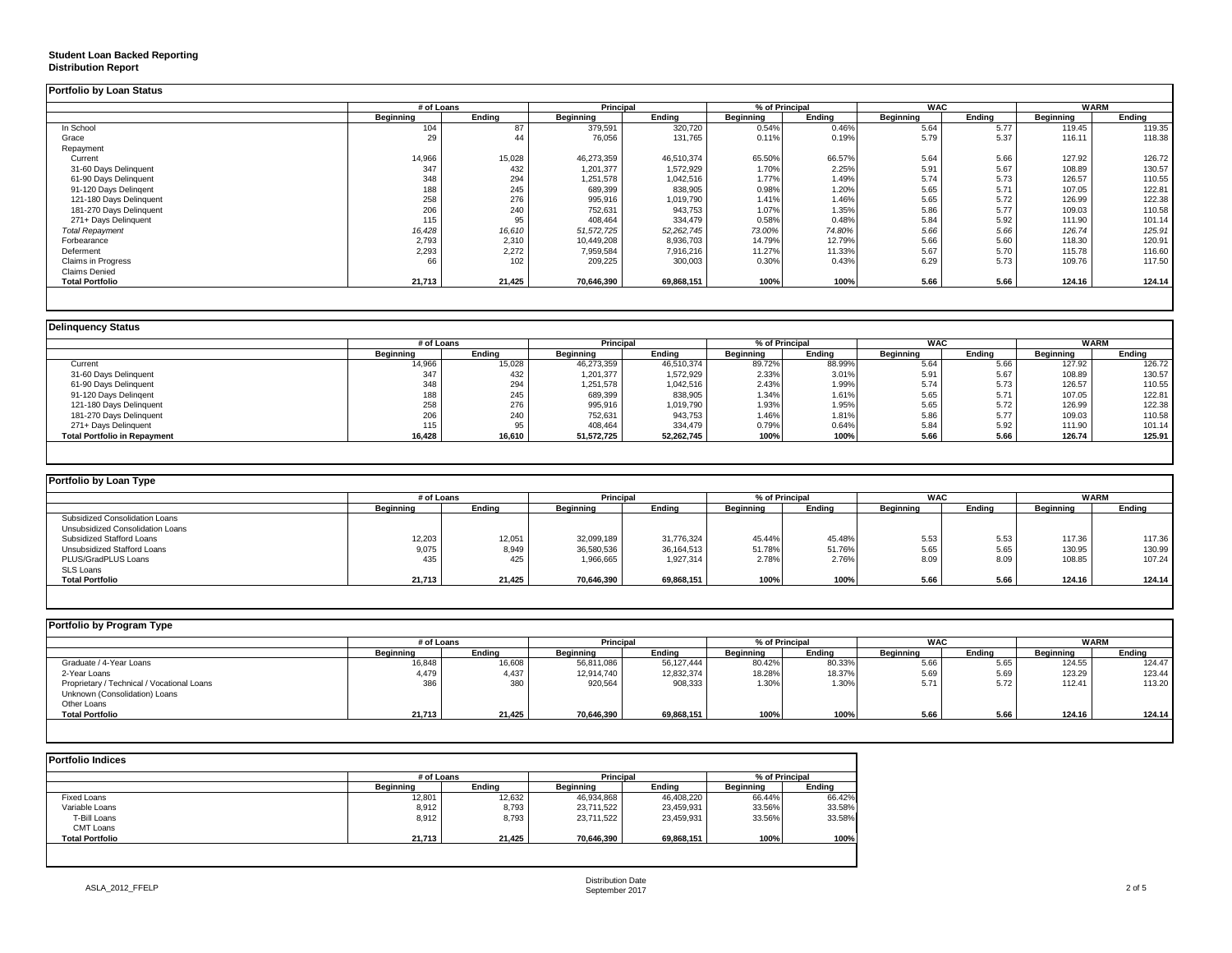**Student Loan Backed Reporting**
**Distribution Report**

## Portfolio by Loan Status

| | # of Loans | | Principal | | % of Principal | | WAC | | WARM | |
|---|---|---|---|---|---|---|---|---|---|---|
| | Beginning | Ending | Beginning | Ending | Beginning | Ending | Beginning | Ending | Beginning | Ending |
| In School | 104 | 87 | 379,591 | 320,720 | 0.54% | 0.46% | 5.64 | 5.77 | 119.45 | 119.35 |
| Grace | 29 | 44 | 76,056 | 131,765 | 0.11% | 0.19% | 5.79 | 5.37 | 116.11 | 118.38 |
| Repayment | | | | | | | | | | |
| Current | 14,966 | 15,028 | 46,273,359 | 46,510,374 | 65.50% | 66.57% | 5.64 | 5.66 | 127.92 | 126.72 |
| 31-60 Days Delinquent | 347 | 432 | 1,201,377 | 1,572,929 | 1.70% | 2.25% | 5.91 | 5.67 | 108.89 | 130.57 |
| 61-90 Days Delinquent | 348 | 294 | 1,251,578 | 1,042,516 | 1.77% | 1.49% | 5.74 | 5.73 | 126.57 | 110.55 |
| 91-120 Days Delingent | 188 | 245 | 689,399 | 838,905 | 0.98% | 1.20% | 5.65 | 5.71 | 107.05 | 122.81 |
| 121-180 Days Delinquent | 258 | 276 | 995,916 | 1,019,790 | 1.41% | 1.46% | 5.65 | 5.72 | 126.99 | 122.38 |
| 181-270 Days Delinquent | 206 | 240 | 752,631 | 943,753 | 1.07% | 1.35% | 5.86 | 5.77 | 109.03 | 110.58 |
| 271+ Days Delinquent | 115 | 95 | 408,464 | 334,479 | 0.58% | 0.48% | 5.84 | 5.92 | 111.90 | 101.14 |
| *Total Repayment* | *16,428* | *16,610* | *51,572,725* | *52,262,745* | *73.00%* | *74.80%* | *5.66* | *5.66* | *126.74* | *125.91* |
| Forbearance | 2,793 | 2,310 | 10,449,208 | 8,936,703 | 14.79% | 12.79% | 5.66 | 5.60 | 118.30 | 120.91 |
| Deferment | 2,293 | 2,272 | 7,959,584 | 7,916,216 | 11.27% | 11.33% | 5.67 | 5.70 | 115.78 | 116.60 |
| Claims in Progress | 66 | 102 | 209,225 | 300,003 | 0.30% | 0.43% | 6.29 | 5.73 | 109.76 | 117.50 |
| Claims Denied | | | | | | | | | | |
| **Total Portfolio** | **21,713** | **21,425** | **70,646,390** | **69,868,151** | **100%** | **100%** | **5.66** | **5.66** | **124.16** | **124.14** |

## Delinquency Status

| | # of Loans | | Principal | | % of Principal | | WAC | | WARM | |
|---|---|---|---|---|---|---|---|---|---|---|
| | Beginning | Ending | Beginning | Ending | Beginning | Ending | Beginning | Ending | Beginning | Ending |
| Current | 14,966 | 15,028 | 46,273,359 | 46,510,374 | 89.72% | 88.99% | 5.64 | 5.66 | 127.92 | 126.72 |
| 31-60 Days Delinquent | 347 | 432 | 1,201,377 | 1,572,929 | 2.33% | 3.01% | 5.91 | 5.67 | 108.89 | 130.57 |
| 61-90 Days Delinquent | 348 | 294 | 1,251,578 | 1,042,516 | 2.43% | 1.99% | 5.74 | 5.73 | 126.57 | 110.55 |
| 91-120 Days Delingent | 188 | 245 | 689,399 | 838,905 | 1.34% | 1.61% | 5.65 | 5.71 | 107.05 | 122.81 |
| 121-180 Days Delinquent | 258 | 276 | 995,916 | 1,019,790 | 1.93% | 1.95% | 5.65 | 5.72 | 126.99 | 122.38 |
| 181-270 Days Delinquent | 206 | 240 | 752,631 | 943,753 | 1.46% | 1.81% | 5.86 | 5.77 | 109.03 | 110.58 |
| 271+ Days Delinquent | 115 | 95 | 408,464 | 334,479 | 0.79% | 0.64% | 5.84 | 5.92 | 111.90 | 101.14 |
| **Total Portfolio in Repayment** | **16,428** | **16,610** | **51,572,725** | **52,262,745** | **100%** | **100%** | **5.66** | **5.66** | **126.74** | **125.91** |

## Portfolio by Loan Type

| | # of Loans | | Principal | | % of Principal | | WAC | | WARM | |
|---|---|---|---|---|---|---|---|---|---|---|
| | Beginning | Ending | Beginning | Ending | Beginning | Ending | Beginning | Ending | Beginning | Ending |
| Subsidized Consolidation Loans | | | | | | | | | | |
| Unsubsidized Consolidation Loans | | | | | | | | | | |
| Subsidized Stafford Loans | 12,203 | 12,051 | 32,099,189 | 31,776,324 | 45.44% | 45.48% | 5.53 | 5.53 | 117.36 | 117.36 |
| Unsubsidized Stafford Loans | 9,075 | 8,949 | 36,580,536 | 36,164,513 | 51.78% | 51.76% | 5.65 | 5.65 | 130.95 | 130.99 |
| PLUS/GradPLUS Loans | 435 | 425 | 1,966,665 | 1,927,314 | 2.78% | 2.76% | 8.09 | 8.09 | 108.85 | 107.24 |
| SLS Loans | | | | | | | | | | |
| **Total Portfolio** | **21,713** | **21,425** | **70,646,390** | **69,868,151** | **100%** | **100%** | **5.66** | **5.66** | **124.16** | **124.14** |

## Portfolio by Program Type

| | # of Loans | | Principal | | % of Principal | | WAC | | WARM | |
|---|---|---|---|---|---|---|---|---|---|---|
| | Beginning | Ending | Beginning | Ending | Beginning | Ending | Beginning | Ending | Beginning | Ending |
| Graduate / 4-Year Loans | 16,848 | 16,608 | 56,811,086 | 56,127,444 | 80.42% | 80.33% | 5.66 | 5.65 | 124.55 | 124.47 |
| 2-Year Loans | 4,479 | 4,437 | 12,914,740 | 12,832,374 | 18.28% | 18.37% | 5.69 | 5.69 | 123.29 | 123.44 |
| Proprietary / Technical / Vocational Loans | 386 | 380 | 920,564 | 908,333 | 1.30% | 1.30% | 5.71 | 5.72 | 112.41 | 113.20 |
| Unknown (Consolidation) Loans | | | | | | | | | | |
| Other Loans | | | | | | | | | | |
| **Total Portfolio** | **21,713** | **21,425** | **70,646,390** | **69,868,151** | **100%** | **100%** | **5.66** | **5.66** | **124.16** | **124.14** |

## Portfolio Indices

| | # of Loans | | Principal | | % of Principal | |
|---|---|---|---|---|---|---|
| | Beginning | Ending | Beginning | Ending | Beginning | Ending |
| Fixed Loans | 12,801 | 12,632 | 46,934,868 | 46,408,220 | 66.44% | 66.42% |
| Variable Loans | 8,912 | 8,793 | 23,711,522 | 23,459,931 | 33.56% | 33.58% |
| T-Bill Loans | 8,912 | 8,793 | 23,711,522 | 23,459,931 | 33.56% | 33.58% |
| CMT Loans | | | | | | |
| **Total Portfolio** | **21,713** | **21,425** | **70,646,390** | **69,868,151** | **100%** | **100%** |

ASLA_2012_FFELP

Distribution Date
September 2017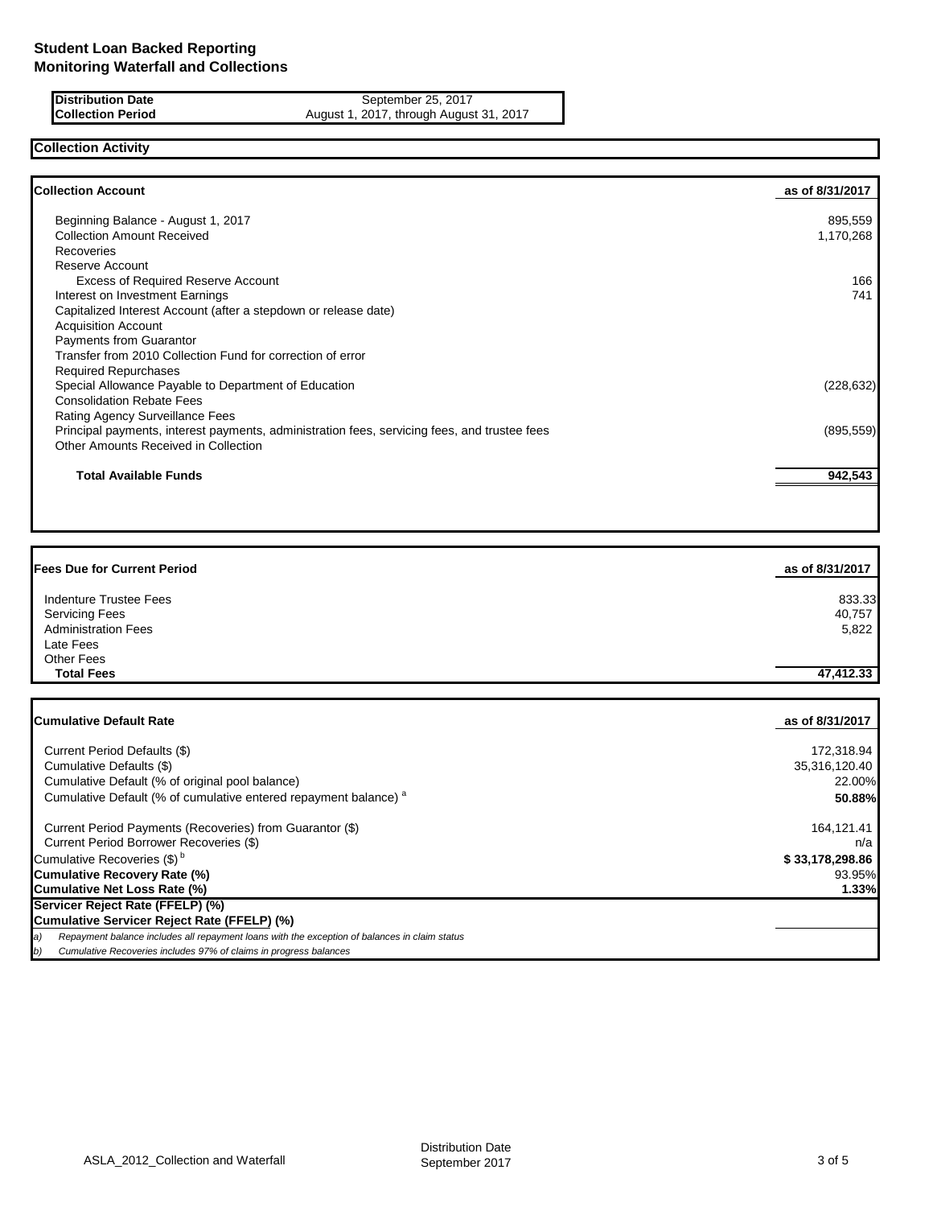# Student Loan Backed Reporting
## Monitoring Waterfall and Collections

| | |
|---|---|
| **Distribution Date** | September 25, 2017 |
| **Collection Period** | August 1, 2017, through August 31, 2017 |

### Collection Activity

| **Collection Account** | **as of 8/31/2017** |
|---|---|
| Beginning Balance - August 1, 2017 | 895,559 |
| Collection Amount Received | 1,170,268 |
| Recoveries | |
| Reserve Account | |
| Excess of Required Reserve Account | 166 |
| Interest on Investment Earnings | 741 |
| Capitalized Interest Account (after a stepdown or release date) | |
| Acquisition Account | |
| Payments from Guarantor | |
| Transfer from 2010 Collection Fund for correction of error | |
| Required Repurchases | |
| Special Allowance Payable to Department of Education | (228,632) |
| Consolidation Rebate Fees | |
| Rating Agency Surveillance Fees | |
| Principal payments, interest payments, administration fees, servicing fees, and trustee fees | (895,559) |
| Other Amounts Received in Collection | |
| **Total Available Funds** | **942,543** |

| **Fees Due for Current Period** | **as of 8/31/2017** |
|---|---|
| Indenture Trustee Fees | 833.33 |
| Servicing Fees | 40,757 |
| Administration Fees | 5,822 |
| Late Fees | |
| Other Fees | |
| **Total Fees** | **47,412.33** |

| **Cumulative Default Rate** | **as of 8/31/2017** |
|---|---|
| Current Period Defaults ($) | 172,318.94 |
| Cumulative Defaults ($) | 35,316,120.40 |
| Cumulative Default (% of original pool balance) | 22.00% |
| Cumulative Default (% of cumulative entered repayment balance) [a] | **50.88%** |
| Current Period Payments (Recoveries) from Guarantor ($) | 164,121.41 |
| Current Period Borrower Recoveries ($) | n/a |
| Cumulative Recoveries ($) [b] | **$ 33,178,298.86** |
| **Cumulative Recovery Rate (%)** | 93.95% |
| **Cumulative Net Loss Rate (%)** | **1.33%** |
| **Servicer Reject Rate (FFELP) (%)** | |
| **Cumulative Servicer Reject Rate (FFELP) (%)** | |

*a) Repayment balance includes all repayment loans with the exception of balances in claim status*

*b) Cumulative Recoveries includes 97% of claims in progress balances*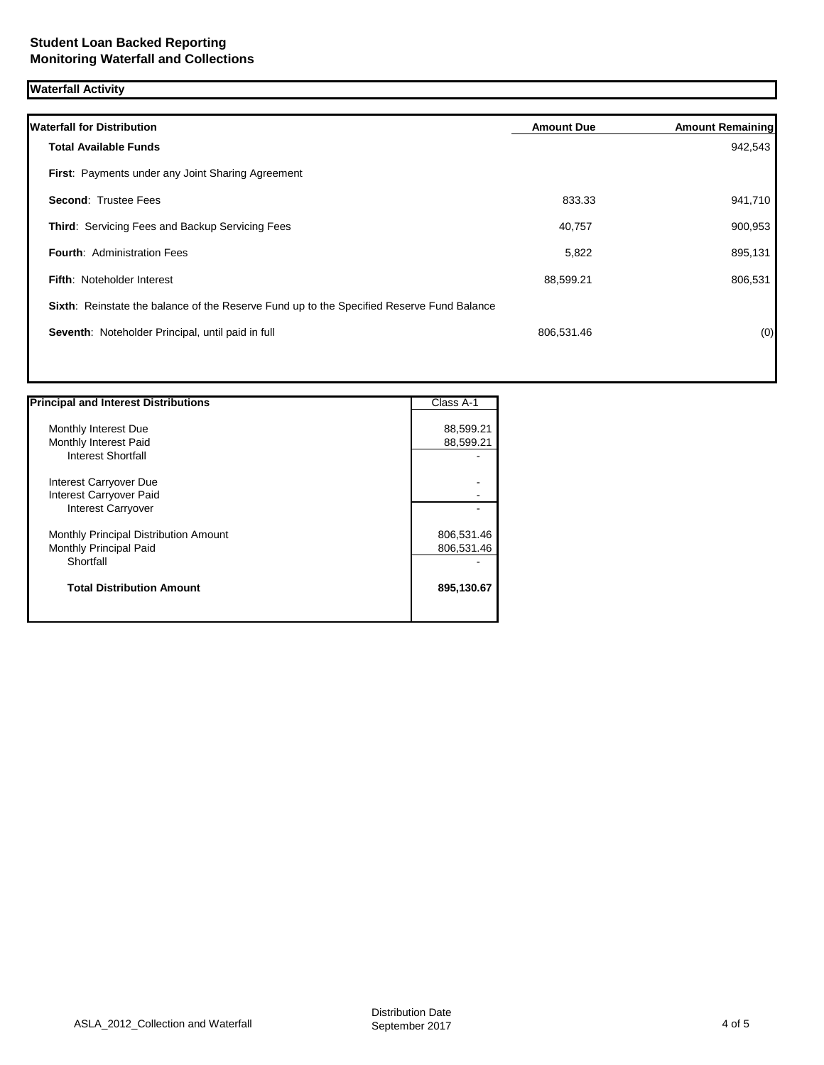# Student Loan Backed Reporting
## Monitoring Waterfall and Collections

### Waterfall Activity

| Waterfall for Distribution | Amount Due | Amount Remaining |
|---|---|---|
| **Total Available Funds** | | 942,543 |
| **First**: Payments under any Joint Sharing Agreement | | |
| **Second**: Trustee Fees | 833.33 | 941,710 |
| **Third**: Servicing Fees and Backup Servicing Fees | 40,757 | 900,953 |
| **Fourth**: Administration Fees | 5,822 | 895,131 |
| **Fifth**: Noteholder Interest | 88,599.21 | 806,531 |
| **Sixth**: Reinstate the balance of the Reserve Fund up to the Specified Reserve Fund Balance | | |
| **Seventh**: Noteholder Principal, until paid in full | 806,531.46 | (0) |

| Principal and Interest Distributions | Class A-1 |
|---|---|
| Monthly Interest Due | 88,599.21 |
| Monthly Interest Paid | 88,599.21 |
| Interest Shortfall | - |
| Interest Carryover Due | - |
| Interest Carryover Paid | - |
| Interest Carryover | - |
| Monthly Principal Distribution Amount | 806,531.46 |
| Monthly Principal Paid | 806,531.46 |
| Shortfall | - |
| **Total Distribution Amount** | **895,130.67** |

ASLA_2012_Collection and Waterfall

Distribution Date
September 2017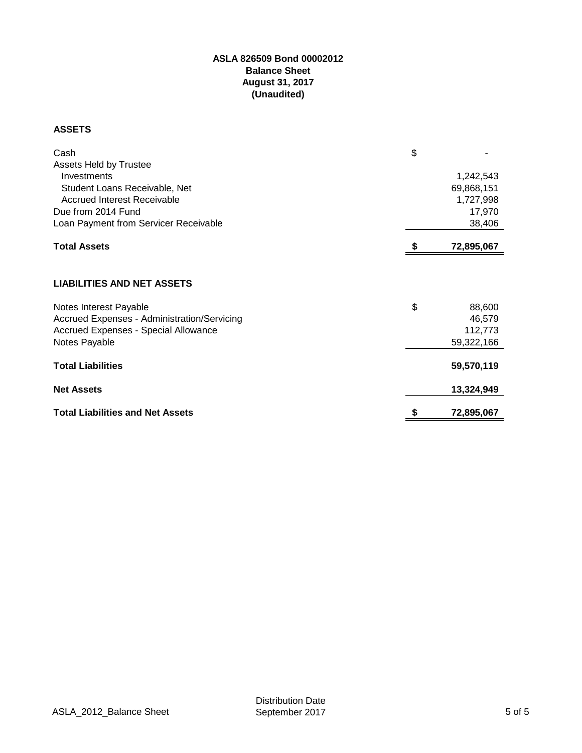**ASLA 826509 Bond 00002012**
**Balance Sheet**
**August 31, 2017**
**(Unaudited)**

**ASSETS**

| | | |
|---|---|---|
| Cash | $ | - |
| Assets Held by Trustee | | |
| Investments | | 1,242,543 |
| Student Loans Receivable, Net | | 69,868,151 |
| Accrued Interest Receivable | | 1,727,998 |
| Due from 2014 Fund | | 17,970 |
| Loan Payment from Servicer Receivable | | 38,406 |
| **Total Assets** | **$** | **72,895,067** |

**LIABILITIES AND NET ASSETS**

| | | |
|---|---|---|
| Notes Interest Payable | $ | 88,600 |
| Accrued Expenses - Administration/Servicing | | 46,579 |
| Accrued Expenses - Special Allowance | | 112,773 |
| Notes Payable | | 59,322,166 |
| **Total Liabilities** | | **59,570,119** |
| **Net Assets** | | **13,324,949** |
| **Total Liabilities and Net Assets** | **$** | **72,895,067** |

ASLA_2012_Balance Sheet

Distribution Date
September 2017